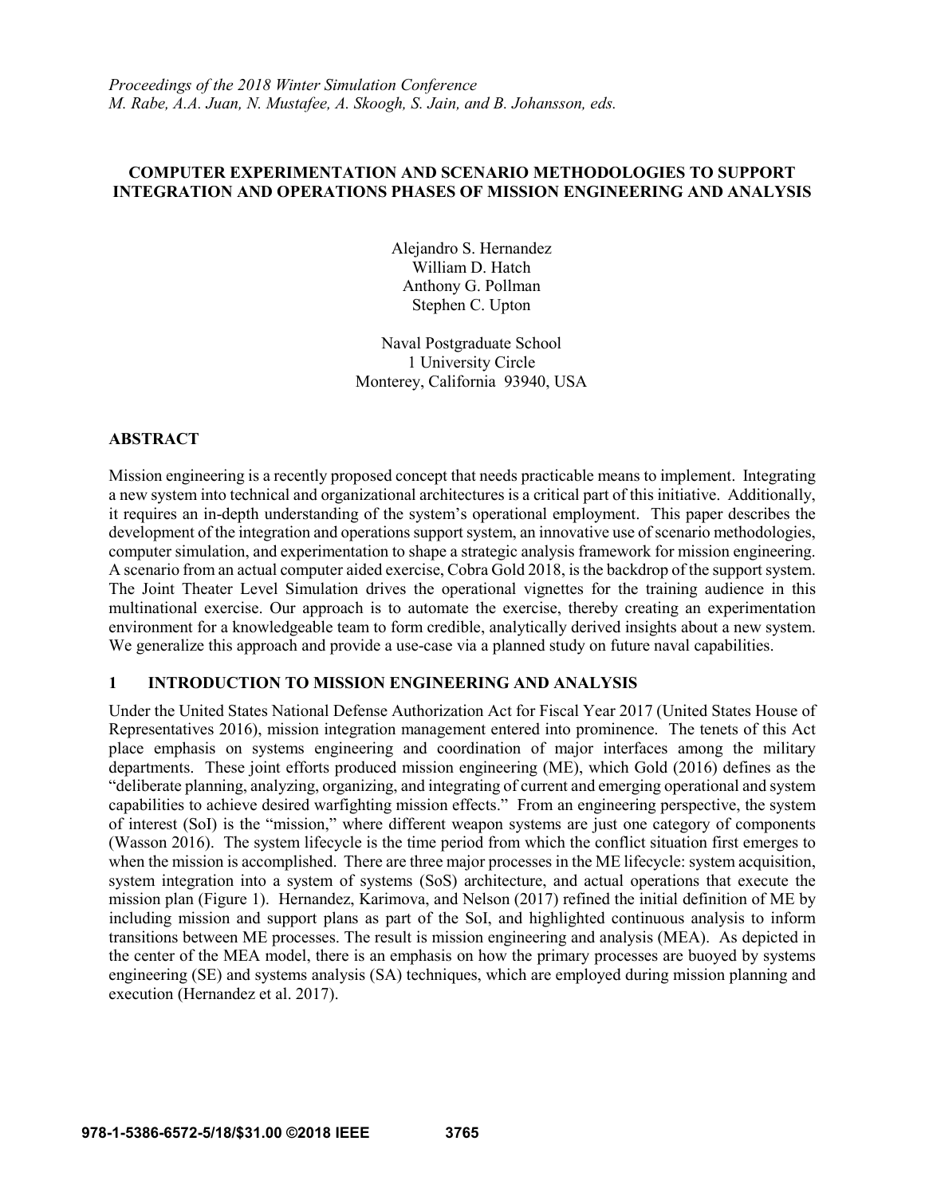*Proceedings of the 2018 Winter Simulation Conference*
*M. Rabe, A.A. Juan, N. Mustafee, A. Skoogh, S. Jain, and B. Johansson, eds.*

# COMPUTER EXPERIMENTATION AND SCENARIO METHODOLOGIES TO SUPPORT INTEGRATION AND OPERATIONS PHASES OF MISSION ENGINEERING AND ANALYSIS

Alejandro S. Hernandez
William D. Hatch
Anthony G. Pollman
Stephen C. Upton

Naval Postgraduate School
1 University Circle
Monterey, California 93940, USA

## ABSTRACT

Mission engineering is a recently proposed concept that needs practicable means to implement. Integrating a new system into technical and organizational architectures is a critical part of this initiative. Additionally, it requires an in-depth understanding of the system's operational employment. This paper describes the development of the integration and operations support system, an innovative use of scenario methodologies, computer simulation, and experimentation to shape a strategic analysis framework for mission engineering. A scenario from an actual computer aided exercise, Cobra Gold 2018, is the backdrop of the support system. The Joint Theater Level Simulation drives the operational vignettes for the training audience in this multinational exercise. Our approach is to automate the exercise, thereby creating an experimentation environment for a knowledgeable team to form credible, analytically derived insights about a new system. We generalize this approach and provide a use-case via a planned study on future naval capabilities.

## 1 INTRODUCTION TO MISSION ENGINEERING AND ANALYSIS

Under the United States National Defense Authorization Act for Fiscal Year 2017 (United States House of Representatives 2016), mission integration management entered into prominence. The tenets of this Act place emphasis on systems engineering and coordination of major interfaces among the military departments. These joint efforts produced mission engineering (ME), which Gold (2016) defines as the "deliberate planning, analyzing, organizing, and integrating of current and emerging operational and system capabilities to achieve desired warfighting mission effects." From an engineering perspective, the system of interest (SoI) is the "mission," where different weapon systems are just one category of components (Wasson 2016). The system lifecycle is the time period from which the conflict situation first emerges to when the mission is accomplished. There are three major processes in the ME lifecycle: system acquisition, system integration into a system of systems (SoS) architecture, and actual operations that execute the mission plan (Figure 1). Hernandez, Karimova, and Nelson (2017) refined the initial definition of ME by including mission and support plans as part of the SoI, and highlighted continuous analysis to inform transitions between ME processes. The result is mission engineering and analysis (MEA). As depicted in the center of the MEA model, there is an emphasis on how the primary processes are buoyed by systems engineering (SE) and systems analysis (SA) techniques, which are employed during mission planning and execution (Hernandez et al. 2017).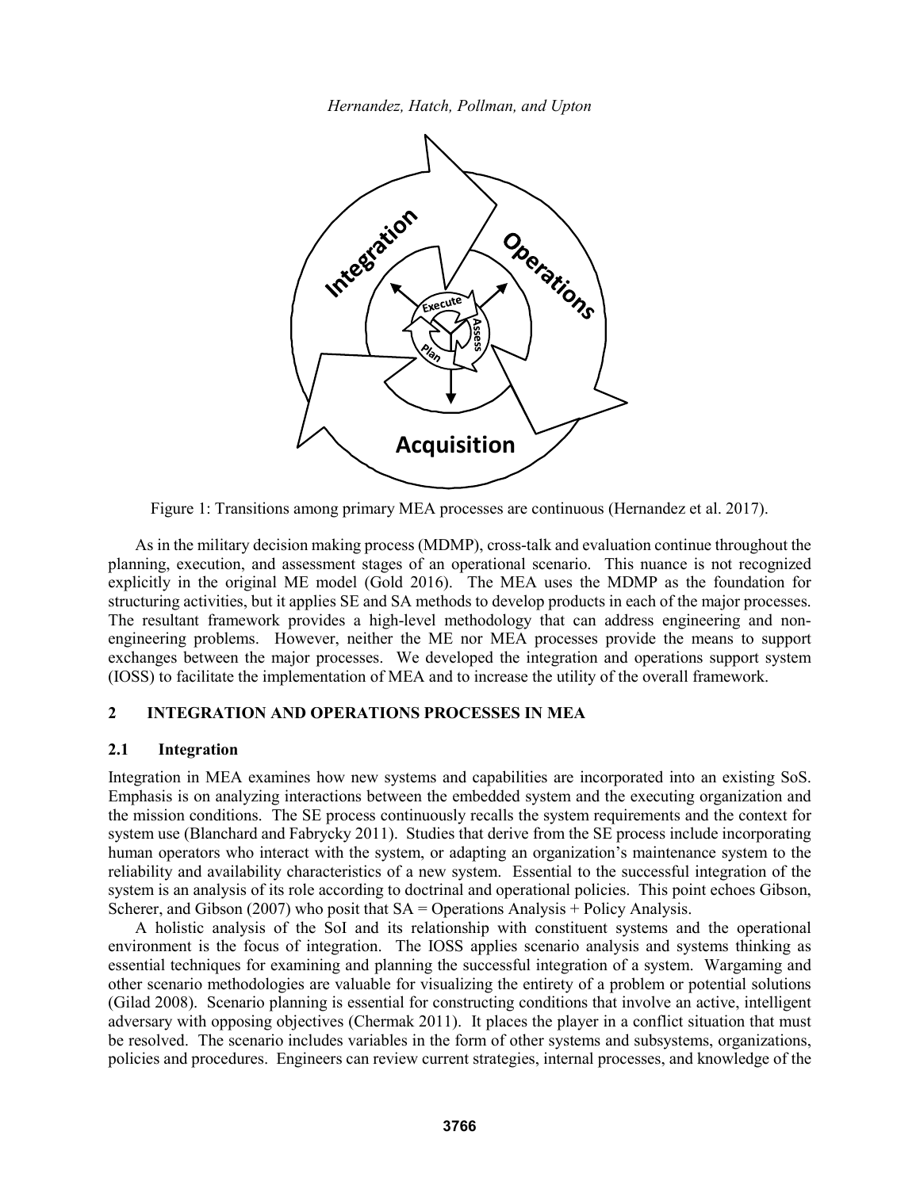Figure 1: Transitions among primary MEA processes are continuous (Hernandez et al. 2017).

As in the military decision making process (MDMP), cross-talk and evaluation continue throughout the planning, execution, and assessment stages of an operational scenario. This nuance is not recognized explicitly in the original ME model (Gold 2016). The MEA uses the MDMP as the foundation for structuring activities, but it applies SE and SA methods to develop products in each of the major processes. The resultant framework provides a high-level methodology that can address engineering and non-engineering problems. However, neither the ME nor MEA processes provide the means to support exchanges between the major processes. We developed the integration and operations support system (IOSS) to facilitate the implementation of MEA and to increase the utility of the overall framework.

## 2 INTEGRATION AND OPERATIONS PROCESSES IN MEA

### 2.1 Integration

Integration in MEA examines how new systems and capabilities are incorporated into an existing SoS. Emphasis is on analyzing interactions between the embedded system and the executing organization and the mission conditions. The SE process continuously recalls the system requirements and the context for system use (Blanchard and Fabrycky 2011). Studies that derive from the SE process include incorporating human operators who interact with the system, or adapting an organization's maintenance system to the reliability and availability characteristics of a new system. Essential to the successful integration of the system is an analysis of its role according to doctrinal and operational policies. This point echoes Gibson, Scherer, and Gibson (2007) who posit that SA = Operations Analysis + Policy Analysis.

A holistic analysis of the SoI and its relationship with constituent systems and the operational environment is the focus of integration. The IOSS applies scenario analysis and systems thinking as essential techniques for examining and planning the successful integration of a system. Wargaming and other scenario methodologies are valuable for visualizing the entirety of a problem or potential solutions (Gilad 2008). Scenario planning is essential for constructing conditions that involve an active, intelligent adversary with opposing objectives (Chermak 2011). It places the player in a conflict situation that must be resolved. The scenario includes variables in the form of other systems and subsystems, organizations, policies and procedures. Engineers can review current strategies, internal processes, and knowledge of the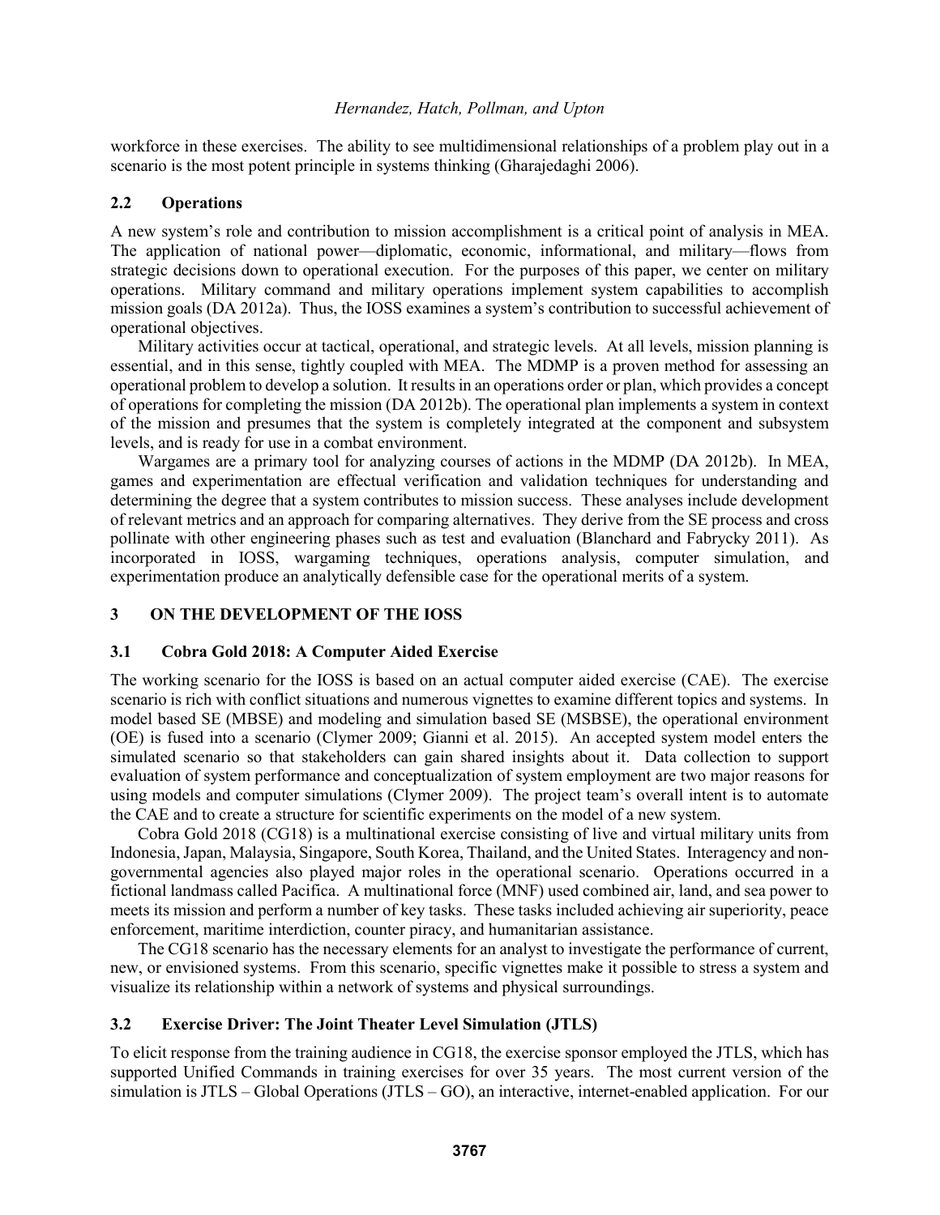workforce in these exercises. The ability to see multidimensional relationships of a problem play out in a scenario is the most potent principle in systems thinking (Gharajedaghi 2006).

### 2.2 Operations

A new system's role and contribution to mission accomplishment is a critical point of analysis in MEA. The application of national power—diplomatic, economic, informational, and military—flows from strategic decisions down to operational execution. For the purposes of this paper, we center on military operations. Military command and military operations implement system capabilities to accomplish mission goals (DA 2012a). Thus, the IOSS examines a system's contribution to successful achievement of operational objectives.

Military activities occur at tactical, operational, and strategic levels. At all levels, mission planning is essential, and in this sense, tightly coupled with MEA. The MDMP is a proven method for assessing an operational problem to develop a solution. It results in an operations order or plan, which provides a concept of operations for completing the mission (DA 2012b). The operational plan implements a system in context of the mission and presumes that the system is completely integrated at the component and subsystem levels, and is ready for use in a combat environment.

Wargames are a primary tool for analyzing courses of actions in the MDMP (DA 2012b). In MEA, games and experimentation are effectual verification and validation techniques for understanding and determining the degree that a system contributes to mission success. These analyses include development of relevant metrics and an approach for comparing alternatives. They derive from the SE process and cross pollinate with other engineering phases such as test and evaluation (Blanchard and Fabrycky 2011). As incorporated in IOSS, wargaming techniques, operations analysis, computer simulation, and experimentation produce an analytically defensible case for the operational merits of a system.

## 3 ON THE DEVELOPMENT OF THE IOSS

### 3.1 Cobra Gold 2018: A Computer Aided Exercise

The working scenario for the IOSS is based on an actual computer aided exercise (CAE). The exercise scenario is rich with conflict situations and numerous vignettes to examine different topics and systems. In model based SE (MBSE) and modeling and simulation based SE (MSBSE), the operational environment (OE) is fused into a scenario (Clymer 2009; Gianni et al. 2015). An accepted system model enters the simulated scenario so that stakeholders can gain shared insights about it. Data collection to support evaluation of system performance and conceptualization of system employment are two major reasons for using models and computer simulations (Clymer 2009). The project team's overall intent is to automate the CAE and to create a structure for scientific experiments on the model of a new system.

Cobra Gold 2018 (CG18) is a multinational exercise consisting of live and virtual military units from Indonesia, Japan, Malaysia, Singapore, South Korea, Thailand, and the United States. Interagency and non-governmental agencies also played major roles in the operational scenario. Operations occurred in a fictional landmass called Pacifica. A multinational force (MNF) used combined air, land, and sea power to meets its mission and perform a number of key tasks. These tasks included achieving air superiority, peace enforcement, maritime interdiction, counter piracy, and humanitarian assistance.

The CG18 scenario has the necessary elements for an analyst to investigate the performance of current, new, or envisioned systems. From this scenario, specific vignettes make it possible to stress a system and visualize its relationship within a network of systems and physical surroundings.

### 3.2 Exercise Driver: The Joint Theater Level Simulation (JTLS)

To elicit response from the training audience in CG18, the exercise sponsor employed the JTLS, which has supported Unified Commands in training exercises for over 35 years. The most current version of the simulation is JTLS – Global Operations (JTLS – GO), an interactive, internet-enabled application. For our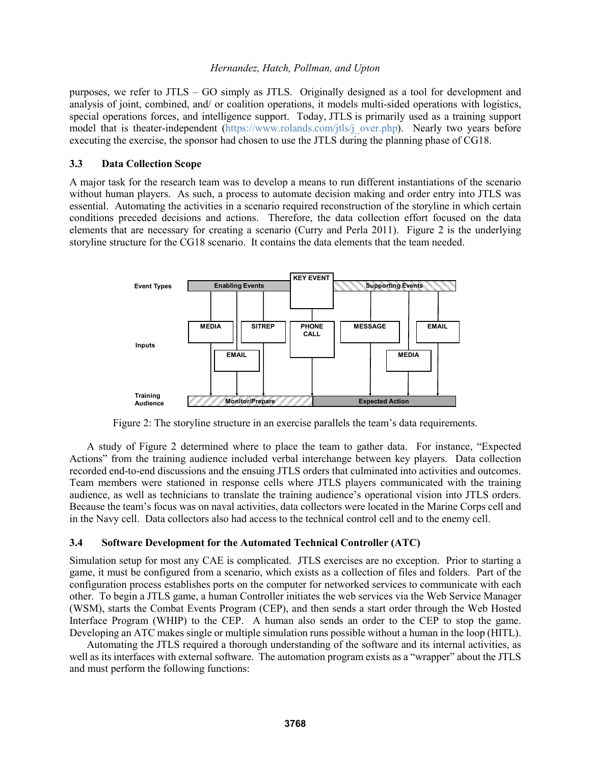purposes, we refer to JTLS – GO simply as JTLS. Originally designed as a tool for development and analysis of joint, combined, and/ or coalition operations, it models multi-sided operations with logistics, special operations forces, and intelligence support. Today, JTLS is primarily used as a training support model that is theater-independent (https://www.rolands.com/jtls/j_over.php). Nearly two years before executing the exercise, the sponsor had chosen to use the JTLS during the planning phase of CG18.

### 3.3 Data Collection Scope

A major task for the research team was to develop a means to run different instantiations of the scenario without human players. As such, a process to automate decision making and order entry into JTLS was essential. Automating the activities in a scenario required reconstruction of the storyline in which certain conditions preceded decisions and actions. Therefore, the data collection effort focused on the data elements that are necessary for creating a scenario (Curry and Perla 2011). Figure 2 is the underlying storyline structure for the CG18 scenario. It contains the data elements that the team needed.

Figure 2: The storyline structure in an exercise parallels the team's data requirements.

A study of Figure 2 determined where to place the team to gather data. For instance, "Expected Actions" from the training audience included verbal interchange between key players. Data collection recorded end-to-end discussions and the ensuing JTLS orders that culminated into activities and outcomes. Team members were stationed in response cells where JTLS players communicated with the training audience, as well as technicians to translate the training audience's operational vision into JTLS orders. Because the team's focus was on naval activities, data collectors were located in the Marine Corps cell and in the Navy cell. Data collectors also had access to the technical control cell and to the enemy cell.

### 3.4 Software Development for the Automated Technical Controller (ATC)

Simulation setup for most any CAE is complicated. JTLS exercises are no exception. Prior to starting a game, it must be configured from a scenario, which exists as a collection of files and folders. Part of the configuration process establishes ports on the computer for networked services to communicate with each other. To begin a JTLS game, a human Controller initiates the web services via the Web Service Manager (WSM), starts the Combat Events Program (CEP), and then sends a start order through the Web Hosted Interface Program (WHIP) to the CEP. A human also sends an order to the CEP to stop the game. Developing an ATC makes single or multiple simulation runs possible without a human in the loop (HITL).

Automating the JTLS required a thorough understanding of the software and its internal activities, as well as its interfaces with external software. The automation program exists as a "wrapper" about the JTLS and must perform the following functions: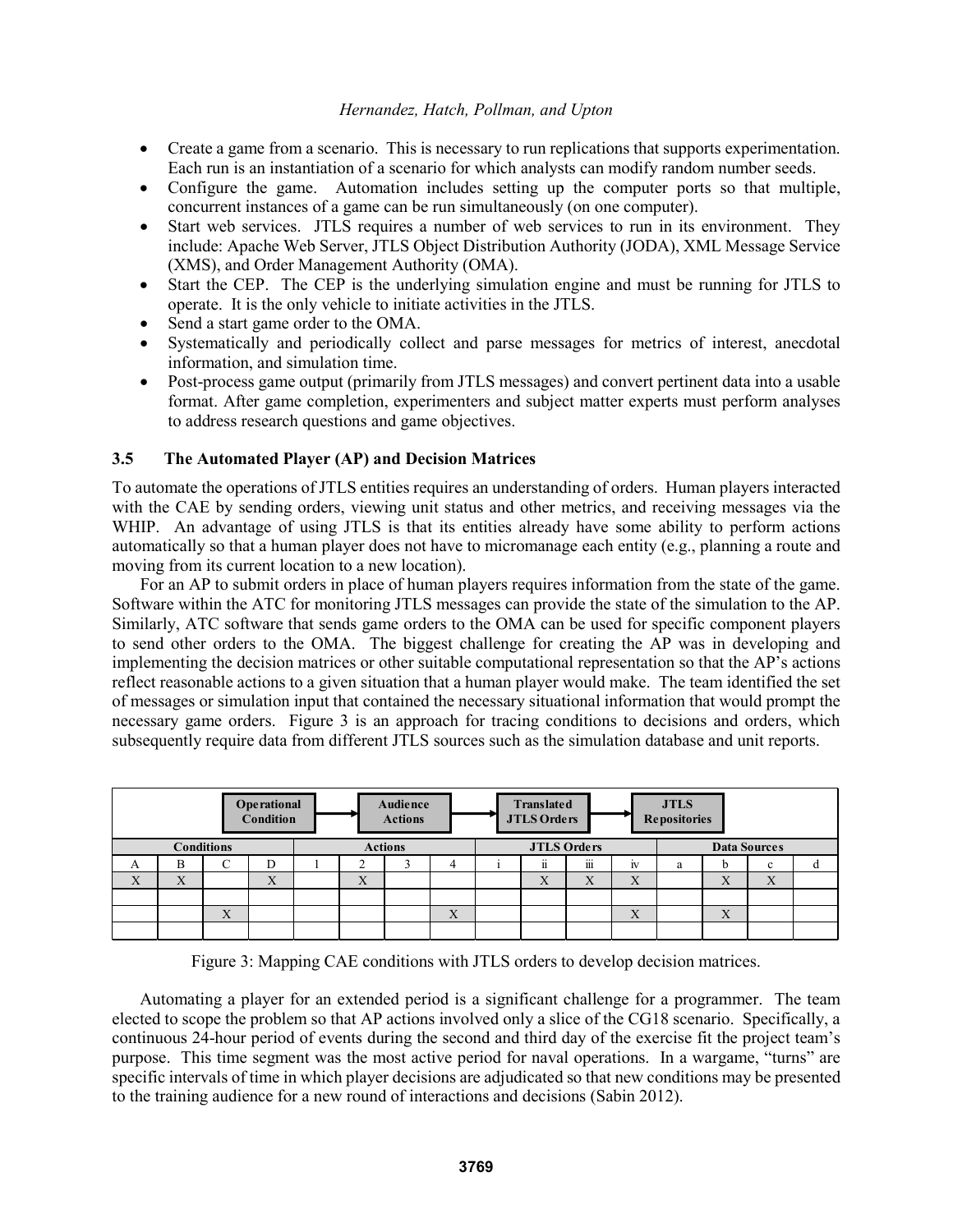- Create a game from a scenario. This is necessary to run replications that supports experimentation. Each run is an instantiation of a scenario for which analysts can modify random number seeds.
- Configure the game. Automation includes setting up the computer ports so that multiple, concurrent instances of a game can be run simultaneously (on one computer).
- Start web services. JTLS requires a number of web services to run in its environment. They include: Apache Web Server, JTLS Object Distribution Authority (JODA), XML Message Service (XMS), and Order Management Authority (OMA).
- Start the CEP. The CEP is the underlying simulation engine and must be running for JTLS to operate. It is the only vehicle to initiate activities in the JTLS.
- Send a start game order to the OMA.
- Systematically and periodically collect and parse messages for metrics of interest, anecdotal information, and simulation time.
- Post-process game output (primarily from JTLS messages) and convert pertinent data into a usable format. After game completion, experimenters and subject matter experts must perform analyses to address research questions and game objectives.

### 3.5 The Automated Player (AP) and Decision Matrices

To automate the operations of JTLS entities requires an understanding of orders. Human players interacted with the CAE by sending orders, viewing unit status and other metrics, and receiving messages via the WHIP. An advantage of using JTLS is that its entities already have some ability to perform actions automatically so that a human player does not have to micromanage each entity (e.g., planning a route and moving from its current location to a new location).

For an AP to submit orders in place of human players requires information from the state of the game. Software within the ATC for monitoring JTLS messages can provide the state of the simulation to the AP. Similarly, ATC software that sends game orders to the OMA can be used for specific component players to send other orders to the OMA. The biggest challenge for creating the AP was in developing and implementing the decision matrices or other suitable computational representation so that the AP's actions reflect reasonable actions to a given situation that a human player would make. The team identified the set of messages or simulation input that contained the necessary situational information that would prompt the necessary game orders. Figure 3 is an approach for tracing conditions to decisions and orders, which subsequently require data from different JTLS sources such as the simulation database and unit reports.

Operational Condition → Audience Actions → Translated JTLS Orders → JTLS Repositories

| Conditions | | | | Actions | | | | JTLS Orders | | | | Data Sources | | | |
|---|---|---|---|---|---|---|---|---|---|---|---|---|---|---|---|
| A | B | C | D | 1 | 2 | 3 | 4 | i | ii | iii | iv | a | b | c | d |
| X | X | | X | | X | | | | X | X | X | | X | X | |
| | | | | | | | | | | | | | | | |
| | | X | | | | | X | | | | X | | X | | |
| | | | | | | | | | | | | | | | |

Figure 3: Mapping CAE conditions with JTLS orders to develop decision matrices.

Automating a player for an extended period is a significant challenge for a programmer. The team elected to scope the problem so that AP actions involved only a slice of the CG18 scenario. Specifically, a continuous 24-hour period of events during the second and third day of the exercise fit the project team's purpose. This time segment was the most active period for naval operations. In a wargame, "turns" are specific intervals of time in which player decisions are adjudicated so that new conditions may be presented to the training audience for a new round of interactions and decisions (Sabin 2012).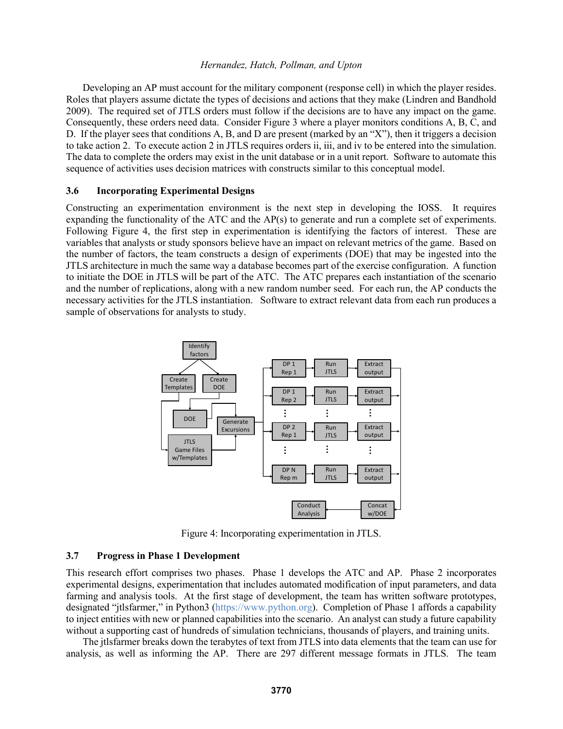Developing an AP must account for the military component (response cell) in which the player resides. Roles that players assume dictate the types of decisions and actions that they make (Lindren and Bandhold 2009). The required set of JTLS orders must follow if the decisions are to have any impact on the game. Consequently, these orders need data. Consider Figure 3 where a player monitors conditions A, B, C, and D. If the player sees that conditions A, B, and D are present (marked by an "X"), then it triggers a decision to take action 2. To execute action 2 in JTLS requires orders ii, iii, and iv to be entered into the simulation. The data to complete the orders may exist in the unit database or in a unit report. Software to automate this sequence of activities uses decision matrices with constructs similar to this conceptual model.

### 3.6 Incorporating Experimental Designs

Constructing an experimentation environment is the next step in developing the IOSS. It requires expanding the functionality of the ATC and the AP(s) to generate and run a complete set of experiments. Following Figure 4, the first step in experimentation is identifying the factors of interest. These are variables that analysts or study sponsors believe have an impact on relevant metrics of the game. Based on the number of factors, the team constructs a design of experiments (DOE) that may be ingested into the JTLS architecture in much the same way a database becomes part of the exercise configuration. A function to initiate the DOE in JTLS will be part of the ATC. The ATC prepares each instantiation of the scenario and the number of replications, along with a new random number seed. For each run, the AP conducts the necessary activities for the JTLS instantiation. Software to extract relevant data from each run produces a sample of observations for analysts to study.

Figure 4: Incorporating experimentation in JTLS.

### 3.7 Progress in Phase 1 Development

This research effort comprises two phases. Phase 1 develops the ATC and AP. Phase 2 incorporates experimental designs, experimentation that includes automated modification of input parameters, and data farming and analysis tools. At the first stage of development, the team has written software prototypes, designated "jtlsfarmer," in Python3 (https://www.python.org). Completion of Phase 1 affords a capability to inject entities with new or planned capabilities into the scenario. An analyst can study a future capability without a supporting cast of hundreds of simulation technicians, thousands of players, and training units.

The jtlsfarmer breaks down the terabytes of text from JTLS into data elements that the team can use for analysis, as well as informing the AP. There are 297 different message formats in JTLS. The team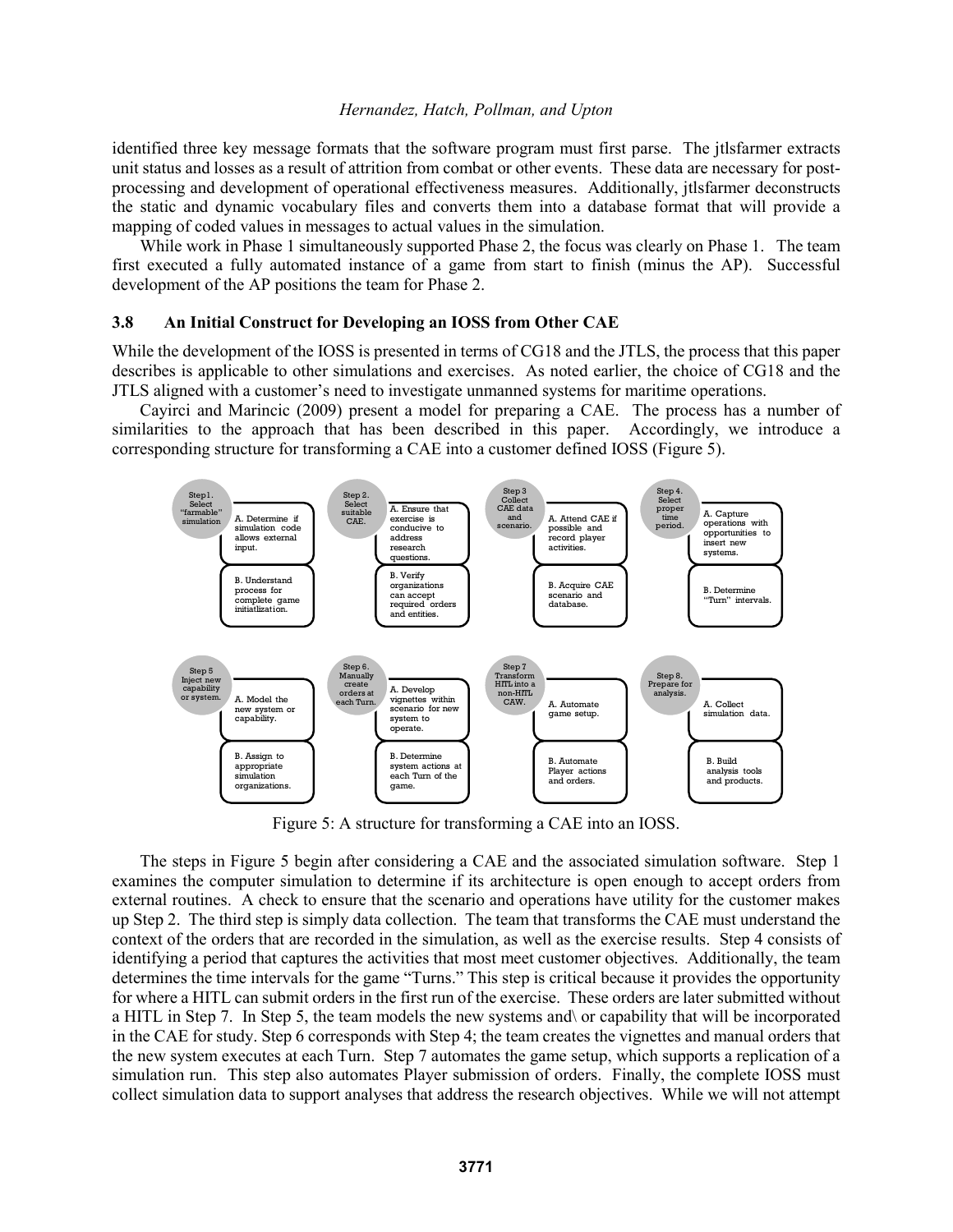identified three key message formats that the software program must first parse. The jtlsfarmer extracts unit status and losses as a result of attrition from combat or other events. These data are necessary for post-processing and development of operational effectiveness measures. Additionally, jtlsfarmer deconstructs the static and dynamic vocabulary files and converts them into a database format that will provide a mapping of coded values in messages to actual values in the simulation.

While work in Phase 1 simultaneously supported Phase 2, the focus was clearly on Phase 1. The team first executed a fully automated instance of a game from start to finish (minus the AP). Successful development of the AP positions the team for Phase 2.

### 3.8 An Initial Construct for Developing an IOSS from Other CAE

While the development of the IOSS is presented in terms of CG18 and the JTLS, the process that this paper describes is applicable to other simulations and exercises. As noted earlier, the choice of CG18 and the JTLS aligned with a customer's need to investigate unmanned systems for maritime operations.

Cayirci and Marincic (2009) present a model for preparing a CAE. The process has a number of similarities to the approach that has been described in this paper. Accordingly, we introduce a corresponding structure for transforming a CAE into a customer defined IOSS (Figure 5).

| Step | A | B |
|---|---|---|
| Step1. Select "farmable" simulation | A. Determine if simulation code allows external input. | B. Understand process for complete game initiatlization. |
| Step 2. Select suitable CAE. | A. Ensure that exercise is conducive to address research questions. | B. Verify organizations can accept required orders and entities. |
| Step 3 Collect CAE data and scenario. | A. Attend CAE if possible and record player activities. | B. Acquire CAE scenario and database. |
| Step 4. Select proper time period. | A. Capture operations with opportunities to insert new systems. | B. Determine "Turn" intervals. |
| Step 5 Inject new capability or system. | A. Model the new system or capability. | B. Assign to appropriate simulation organizations. |
| Step 6. Manually create orders at each Turn. | A. Develop vignettes within scenario for new system to operate. | B. Determine system actions at each Turn of the game. |
| Step 7 Transform HITL into a non-HITL CAW. | A. Automate game setup. | B. Automate Player actions and orders. |
| Step 8. Prepare for analysis. | A. Collect simulation data. | B. Build analysis tools and products. |

Figure 5: A structure for transforming a CAE into an IOSS.

The steps in Figure 5 begin after considering a CAE and the associated simulation software. Step 1 examines the computer simulation to determine if its architecture is open enough to accept orders from external routines. A check to ensure that the scenario and operations have utility for the customer makes up Step 2. The third step is simply data collection. The team that transforms the CAE must understand the context of the orders that are recorded in the simulation, as well as the exercise results. Step 4 consists of identifying a period that captures the activities that most meet customer objectives. Additionally, the team determines the time intervals for the game "Turns." This step is critical because it provides the opportunity for where a HITL can submit orders in the first run of the exercise. These orders are later submitted without a HITL in Step 7. In Step 5, the team models the new systems and\ or capability that will be incorporated in the CAE for study. Step 6 corresponds with Step 4; the team creates the vignettes and manual orders that the new system executes at each Turn. Step 7 automates the game setup, which supports a replication of a simulation run. This step also automates Player submission of orders. Finally, the complete IOSS must collect simulation data to support analyses that address the research objectives. While we will not attempt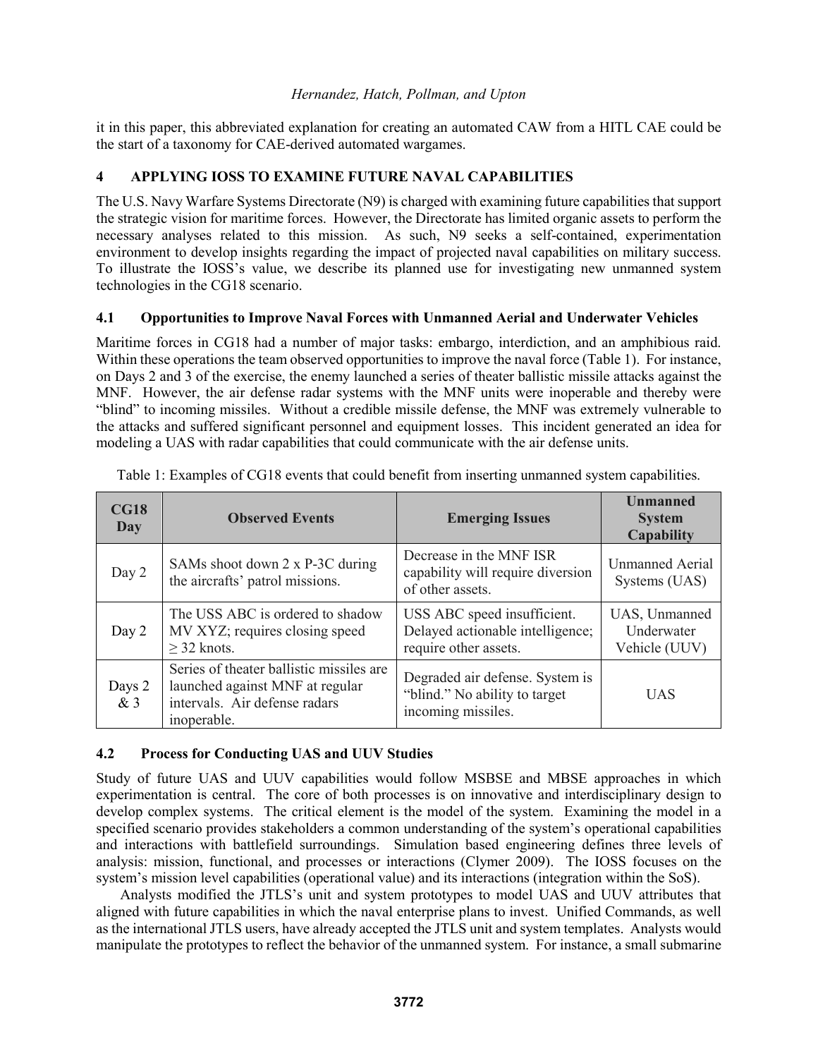it in this paper, this abbreviated explanation for creating an automated CAW from a HITL CAE could be the start of a taxonomy for CAE-derived automated wargames.

## 4 APPLYING IOSS TO EXAMINE FUTURE NAVAL CAPABILITIES

The U.S. Navy Warfare Systems Directorate (N9) is charged with examining future capabilities that support the strategic vision for maritime forces. However, the Directorate has limited organic assets to perform the necessary analyses related to this mission. As such, N9 seeks a self-contained, experimentation environment to develop insights regarding the impact of projected naval capabilities on military success. To illustrate the IOSS's value, we describe its planned use for investigating new unmanned system technologies in the CG18 scenario.

### 4.1 Opportunities to Improve Naval Forces with Unmanned Aerial and Underwater Vehicles

Maritime forces in CG18 had a number of major tasks: embargo, interdiction, and an amphibious raid. Within these operations the team observed opportunities to improve the naval force (Table 1). For instance, on Days 2 and 3 of the exercise, the enemy launched a series of theater ballistic missile attacks against the MNF. However, the air defense radar systems with the MNF units were inoperable and thereby were "blind" to incoming missiles. Without a credible missile defense, the MNF was extremely vulnerable to the attacks and suffered significant personnel and equipment losses. This incident generated an idea for modeling a UAS with radar capabilities that could communicate with the air defense units.

Table 1: Examples of CG18 events that could benefit from inserting unmanned system capabilities.

| CG18 Day | Observed Events | Emerging Issues | Unmanned System Capability |
|---|---|---|---|
| Day 2 | SAMs shoot down 2 x P-3C during the aircrafts' patrol missions. | Decrease in the MNF ISR capability will require diversion of other assets. | Unmanned Aerial Systems (UAS) |
| Day 2 | The USS ABC is ordered to shadow MV XYZ; requires closing speed ≥ 32 knots. | USS ABC speed insufficient. Delayed actionable intelligence; require other assets. | UAS, Unmanned Underwater Vehicle (UUV) |
| Days 2 & 3 | Series of theater ballistic missiles are launched against MNF at regular intervals. Air defense radars inoperable. | Degraded air defense. System is "blind." No ability to target incoming missiles. | UAS |

### 4.2 Process for Conducting UAS and UUV Studies

Study of future UAS and UUV capabilities would follow MSBSE and MBSE approaches in which experimentation is central. The core of both processes is on innovative and interdisciplinary design to develop complex systems. The critical element is the model of the system. Examining the model in a specified scenario provides stakeholders a common understanding of the system's operational capabilities and interactions with battlefield surroundings. Simulation based engineering defines three levels of analysis: mission, functional, and processes or interactions (Clymer 2009). The IOSS focuses on the system's mission level capabilities (operational value) and its interactions (integration within the SoS).

Analysts modified the JTLS's unit and system prototypes to model UAS and UUV attributes that aligned with future capabilities in which the naval enterprise plans to invest. Unified Commands, as well as the international JTLS users, have already accepted the JTLS unit and system templates. Analysts would manipulate the prototypes to reflect the behavior of the unmanned system. For instance, a small submarine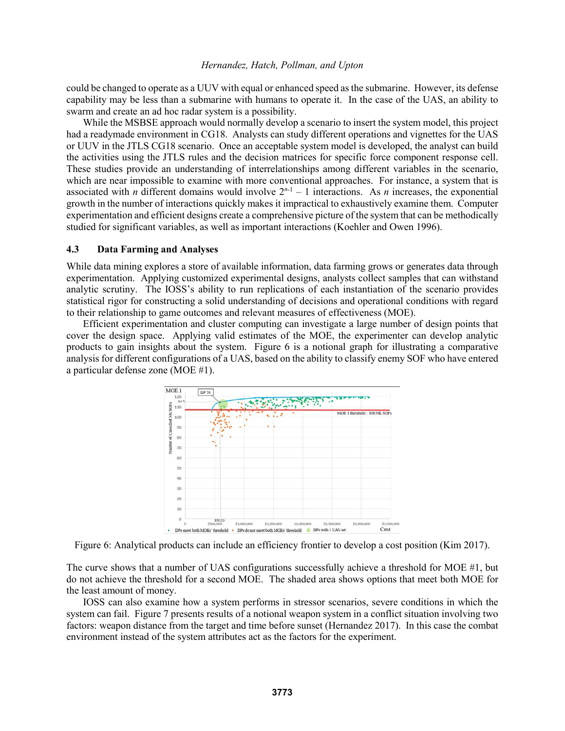could be changed to operate as a UUV with equal or enhanced speed as the submarine. However, its defense capability may be less than a submarine with humans to operate it. In the case of the UAS, an ability to swarm and create an ad hoc radar system is a possibility.

While the MSBSE approach would normally develop a scenario to insert the system model, this project had a readymade environment in CG18. Analysts can study different operations and vignettes for the UAS or UUV in the JTLS CG18 scenario. Once an acceptable system model is developed, the analyst can build the activities using the JTLS rules and the decision matrices for specific force component response cell. These studies provide an understanding of interrelationships among different variables in the scenario, which are near impossible to examine with more conventional approaches. For instance, a system that is associated with $n$ different domains would involve $2^{n-1} - 1$ interactions. As $n$ increases, the exponential growth in the number of interactions quickly makes it impractical to exhaustively examine them. Computer experimentation and efficient designs create a comprehensive picture of the system that can be methodically studied for significant variables, as well as important interactions (Koehler and Owen 1996).

### 4.3 Data Farming and Analyses

While data mining explores a store of available information, data farming grows or generates data through experimentation. Applying customized experimental designs, analysts collect samples that can withstand analytic scrutiny. The IOSS's ability to run replications of each instantiation of the scenario provides statistical rigor for constructing a solid understanding of decisions and operational conditions with regard to their relationship to game outcomes and relevant measures of effectiveness (MOE).

Efficient experimentation and cluster computing can investigate a large number of design points that cover the design space. Applying valid estimates of the MOE, the experimenter can develop analytic products to gain insights about the system. Figure 6 is a notional graph for illustrating a comparative analysis for different configurations of a UAS, based on the ability to classify enemy SOF who have entered a particular defense zone (MOE #1).

Figure 6: Analytical products can include an efficiency frontier to develop a cost position (Kim 2017).

The curve shows that a number of UAS configurations successfully achieve a threshold for MOE #1, but do not achieve the threshold for a second MOE. The shaded area shows options that meet both MOE for the least amount of money.

IOSS can also examine how a system performs in stressor scenarios, severe conditions in which the system can fail. Figure 7 presents results of a notional weapon system in a conflict situation involving two factors: weapon distance from the target and time before sunset (Hernandez 2017). In this case the combat environment instead of the system attributes act as the factors for the experiment.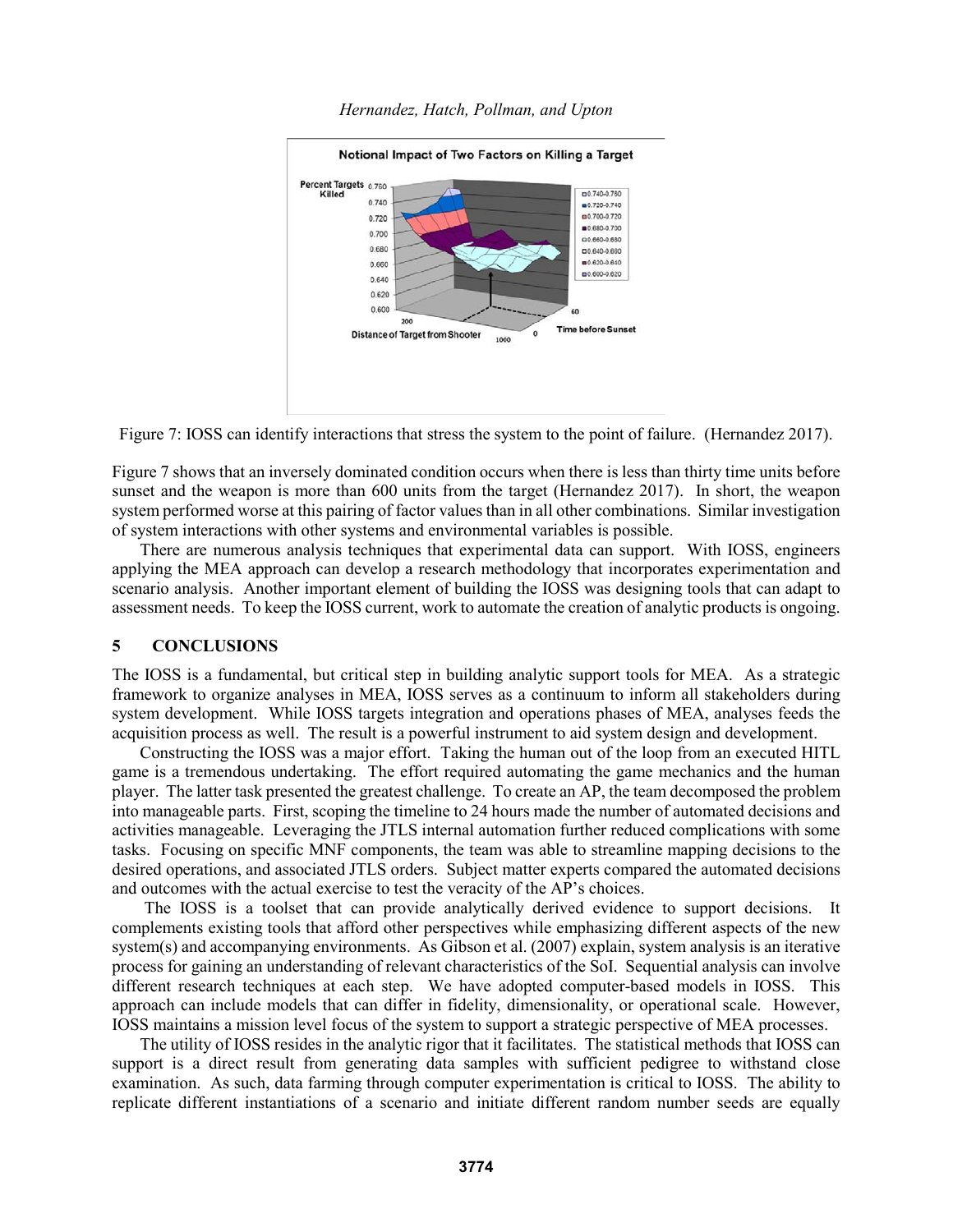Figure 7: IOSS can identify interactions that stress the system to the point of failure. (Hernandez 2017).

Figure 7 shows that an inversely dominated condition occurs when there is less than thirty time units before sunset and the weapon is more than 600 units from the target (Hernandez 2017). In short, the weapon system performed worse at this pairing of factor values than in all other combinations. Similar investigation of system interactions with other systems and environmental variables is possible.

There are numerous analysis techniques that experimental data can support. With IOSS, engineers applying the MEA approach can develop a research methodology that incorporates experimentation and scenario analysis. Another important element of building the IOSS was designing tools that can adapt to assessment needs. To keep the IOSS current, work to automate the creation of analytic products is ongoing.

## 5 CONCLUSIONS

The IOSS is a fundamental, but critical step in building analytic support tools for MEA. As a strategic framework to organize analyses in MEA, IOSS serves as a continuum to inform all stakeholders during system development. While IOSS targets integration and operations phases of MEA, analyses feeds the acquisition process as well. The result is a powerful instrument to aid system design and development.

Constructing the IOSS was a major effort. Taking the human out of the loop from an executed HITL game is a tremendous undertaking. The effort required automating the game mechanics and the human player. The latter task presented the greatest challenge. To create an AP, the team decomposed the problem into manageable parts. First, scoping the timeline to 24 hours made the number of automated decisions and activities manageable. Leveraging the JTLS internal automation further reduced complications with some tasks. Focusing on specific MNF components, the team was able to streamline mapping decisions to the desired operations, and associated JTLS orders. Subject matter experts compared the automated decisions and outcomes with the actual exercise to test the veracity of the AP's choices.

The IOSS is a toolset that can provide analytically derived evidence to support decisions. It complements existing tools that afford other perspectives while emphasizing different aspects of the new system(s) and accompanying environments. As Gibson et al. (2007) explain, system analysis is an iterative process for gaining an understanding of relevant characteristics of the SoI. Sequential analysis can involve different research techniques at each step. We have adopted computer-based models in IOSS. This approach can include models that can differ in fidelity, dimensionality, or operational scale. However, IOSS maintains a mission level focus of the system to support a strategic perspective of MEA processes.

The utility of IOSS resides in the analytic rigor that it facilitates. The statistical methods that IOSS can support is a direct result from generating data samples with sufficient pedigree to withstand close examination. As such, data farming through computer experimentation is critical to IOSS. The ability to replicate different instantiations of a scenario and initiate different random number seeds are equally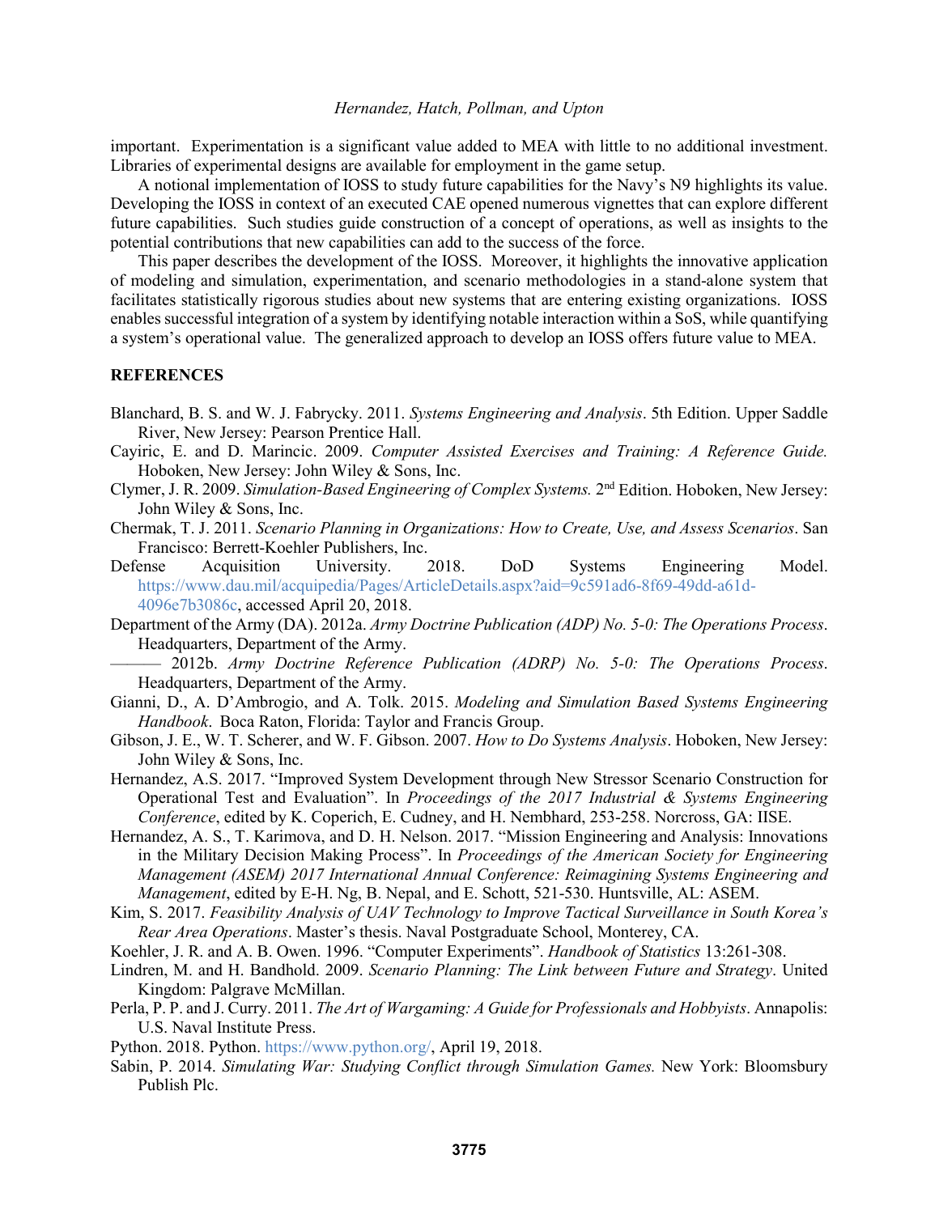important. Experimentation is a significant value added to MEA with little to no additional investment. Libraries of experimental designs are available for employment in the game setup.

A notional implementation of IOSS to study future capabilities for the Navy's N9 highlights its value. Developing the IOSS in context of an executed CAE opened numerous vignettes that can explore different future capabilities. Such studies guide construction of a concept of operations, as well as insights to the potential contributions that new capabilities can add to the success of the force.

This paper describes the development of the IOSS. Moreover, it highlights the innovative application of modeling and simulation, experimentation, and scenario methodologies in a stand-alone system that facilitates statistically rigorous studies about new systems that are entering existing organizations. IOSS enables successful integration of a system by identifying notable interaction within a SoS, while quantifying a system's operational value. The generalized approach to develop an IOSS offers future value to MEA.

## REFERENCES

Blanchard, B. S. and W. J. Fabrycky. 2011. *Systems Engineering and Analysis*. 5th Edition. Upper Saddle River, New Jersey: Pearson Prentice Hall.

Cayiric, E. and D. Marincic. 2009. *Computer Assisted Exercises and Training: A Reference Guide.* Hoboken, New Jersey: John Wiley & Sons, Inc.

Clymer, J. R. 2009. *Simulation-Based Engineering of Complex Systems.* 2nd Edition. Hoboken, New Jersey: John Wiley & Sons, Inc.

Chermak, T. J. 2011. *Scenario Planning in Organizations: How to Create, Use, and Assess Scenarios*. San Francisco: Berrett-Koehler Publishers, Inc.

Defense Acquisition University. 2018. DoD Systems Engineering Model. https://www.dau.mil/acquipedia/Pages/ArticleDetails.aspx?aid=9c591ad6-8f69-49dd-a61d-4096e7b3086c, accessed April 20, 2018.

Department of the Army (DA). 2012a. *Army Doctrine Publication (ADP) No. 5-0: The Operations Process*. Headquarters, Department of the Army.

——— 2012b. *Army Doctrine Reference Publication (ADRP) No. 5-0: The Operations Process*. Headquarters, Department of the Army.

Gianni, D., A. D'Ambrogio, and A. Tolk. 2015. *Modeling and Simulation Based Systems Engineering Handbook*. Boca Raton, Florida: Taylor and Francis Group.

Gibson, J. E., W. T. Scherer, and W. F. Gibson. 2007. *How to Do Systems Analysis*. Hoboken, New Jersey: John Wiley & Sons, Inc.

Hernandez, A.S. 2017. "Improved System Development through New Stressor Scenario Construction for Operational Test and Evaluation". In *Proceedings of the 2017 Industrial & Systems Engineering Conference*, edited by K. Coperich, E. Cudney, and H. Nembhard, 253-258. Norcross, GA: IISE.

Hernandez, A. S., T. Karimova, and D. H. Nelson. 2017. "Mission Engineering and Analysis: Innovations in the Military Decision Making Process". In *Proceedings of the American Society for Engineering Management (ASEM) 2017 International Annual Conference: Reimagining Systems Engineering and Management*, edited by E-H. Ng, B. Nepal, and E. Schott, 521-530. Huntsville, AL: ASEM.

Kim, S. 2017. *Feasibility Analysis of UAV Technology to Improve Tactical Surveillance in South Korea's Rear Area Operations*. Master's thesis. Naval Postgraduate School, Monterey, CA.

Koehler, J. R. and A. B. Owen. 1996. "Computer Experiments". *Handbook of Statistics* 13:261-308.

Lindren, M. and H. Bandhold. 2009. *Scenario Planning: The Link between Future and Strategy*. United Kingdom: Palgrave McMillan.

Perla, P. P. and J. Curry. 2011. *The Art of Wargaming: A Guide for Professionals and Hobbyists*. Annapolis: U.S. Naval Institute Press.

Python. 2018. Python. https://www.python.org/, April 19, 2018.

Sabin, P. 2014. *Simulating War: Studying Conflict through Simulation Games.* New York: Bloomsbury Publish Plc.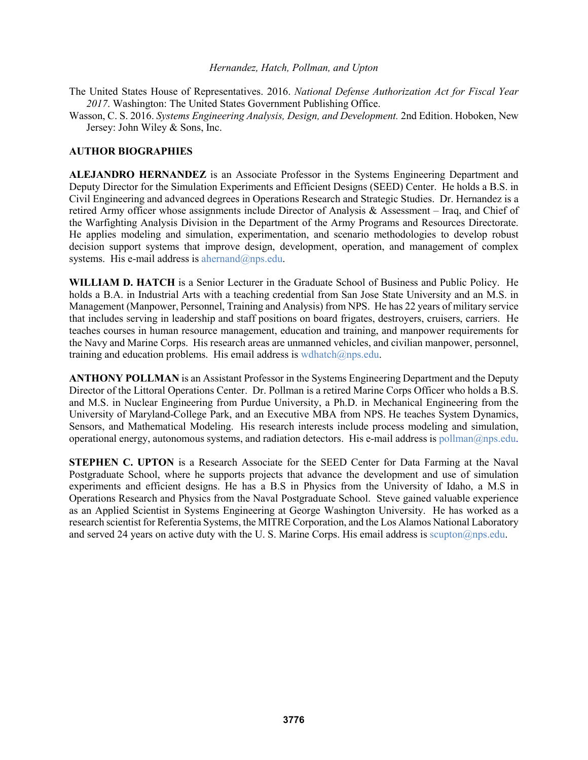The United States House of Representatives. 2016. *National Defense Authorization Act for Fiscal Year 2017*. Washington: The United States Government Publishing Office.

Wasson, C. S. 2016. *Systems Engineering Analysis, Design, and Development.* 2nd Edition. Hoboken, New Jersey: John Wiley & Sons, Inc.

## AUTHOR BIOGRAPHIES

**ALEJANDRO HERNANDEZ** is an Associate Professor in the Systems Engineering Department and Deputy Director for the Simulation Experiments and Efficient Designs (SEED) Center. He holds a B.S. in Civil Engineering and advanced degrees in Operations Research and Strategic Studies. Dr. Hernandez is a retired Army officer whose assignments include Director of Analysis & Assessment – Iraq, and Chief of the Warfighting Analysis Division in the Department of the Army Programs and Resources Directorate. He applies modeling and simulation, experimentation, and scenario methodologies to develop robust decision support systems that improve design, development, operation, and management of complex systems. His e-mail address is ahernand@nps.edu.

**WILLIAM D. HATCH** is a Senior Lecturer in the Graduate School of Business and Public Policy. He holds a B.A. in Industrial Arts with a teaching credential from San Jose State University and an M.S. in Management (Manpower, Personnel, Training and Analysis) from NPS. He has 22 years of military service that includes serving in leadership and staff positions on board frigates, destroyers, cruisers, carriers. He teaches courses in human resource management, education and training, and manpower requirements for the Navy and Marine Corps. His research areas are unmanned vehicles, and civilian manpower, personnel, training and education problems. His email address is wdhatch@nps.edu.

**ANTHONY POLLMAN** is an Assistant Professor in the Systems Engineering Department and the Deputy Director of the Littoral Operations Center. Dr. Pollman is a retired Marine Corps Officer who holds a B.S. and M.S. in Nuclear Engineering from Purdue University, a Ph.D. in Mechanical Engineering from the University of Maryland-College Park, and an Executive MBA from NPS. He teaches System Dynamics, Sensors, and Mathematical Modeling. His research interests include process modeling and simulation, operational energy, autonomous systems, and radiation detectors. His e-mail address is pollman@nps.edu.

**STEPHEN C. UPTON** is a Research Associate for the SEED Center for Data Farming at the Naval Postgraduate School, where he supports projects that advance the development and use of simulation experiments and efficient designs. He has a B.S in Physics from the University of Idaho, a M.S in Operations Research and Physics from the Naval Postgraduate School. Steve gained valuable experience as an Applied Scientist in Systems Engineering at George Washington University. He has worked as a research scientist for Referentia Systems, the MITRE Corporation, and the Los Alamos National Laboratory and served 24 years on active duty with the U. S. Marine Corps. His email address is scupton@nps.edu.